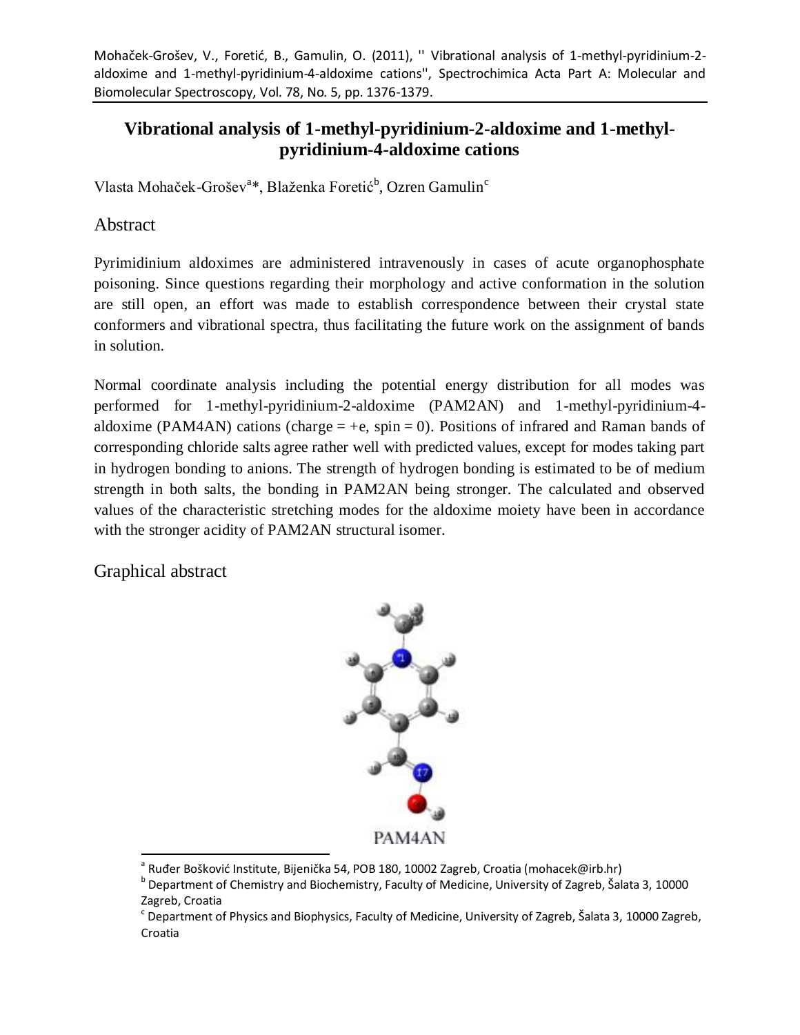Mohaček-Grošev, V., Foretić, B., Gamulin, O. (2011), '' Vibrational analysis of 1-methyl-pyridinium-2-aldoxime and 1-methyl-pyridinium-4-aldoxime cations'', Spectrochimica Acta Part A: Molecular and Biomolecular Spectroscopy, Vol. 78, No. 5, pp. 1376-1379.

# Vibrational analysis of 1-methyl-pyridinium-2-aldoxime and 1-methyl-pyridinium-4-aldoxime cations

Vlasta Mohaček-Grošev[a]*, Blaženka Foretić[b], Ozren Gamulin[c]

## Abstract

Pyrimidinium aldoximes are administered intravenously in cases of acute organophosphate poisoning. Since questions regarding their morphology and active conformation in the solution are still open, an effort was made to establish correspondence between their crystal state conformers and vibrational spectra, thus facilitating the future work on the assignment of bands in solution.

Normal coordinate analysis including the potential energy distribution for all modes was performed for 1-methyl-pyridinium-2-aldoxime (PAM2AN) and 1-methyl-pyridinium-4-aldoxime (PAM4AN) cations (charge = +e, spin = 0). Positions of infrared and Raman bands of corresponding chloride salts agree rather well with predicted values, except for modes taking part in hydrogen bonding to anions. The strength of hydrogen bonding is estimated to be of medium strength in both salts, the bonding in PAM2AN being stronger. The calculated and observed values of the characteristic stretching modes for the aldoxime moiety have been in accordance with the stronger acidity of PAM2AN structural isomer.

## Graphical abstract

PAM4AN

[a] Ruđer Bošković Institute, Bijenička 54, POB 180, 10002 Zagreb, Croatia (mohacek@irb.hr)

[b] Department of Chemistry and Biochemistry, Faculty of Medicine, University of Zagreb, Šalata 3, 10000 Zagreb, Croatia

[c] Department of Physics and Biophysics, Faculty of Medicine, University of Zagreb, Šalata 3, 10000 Zagreb, Croatia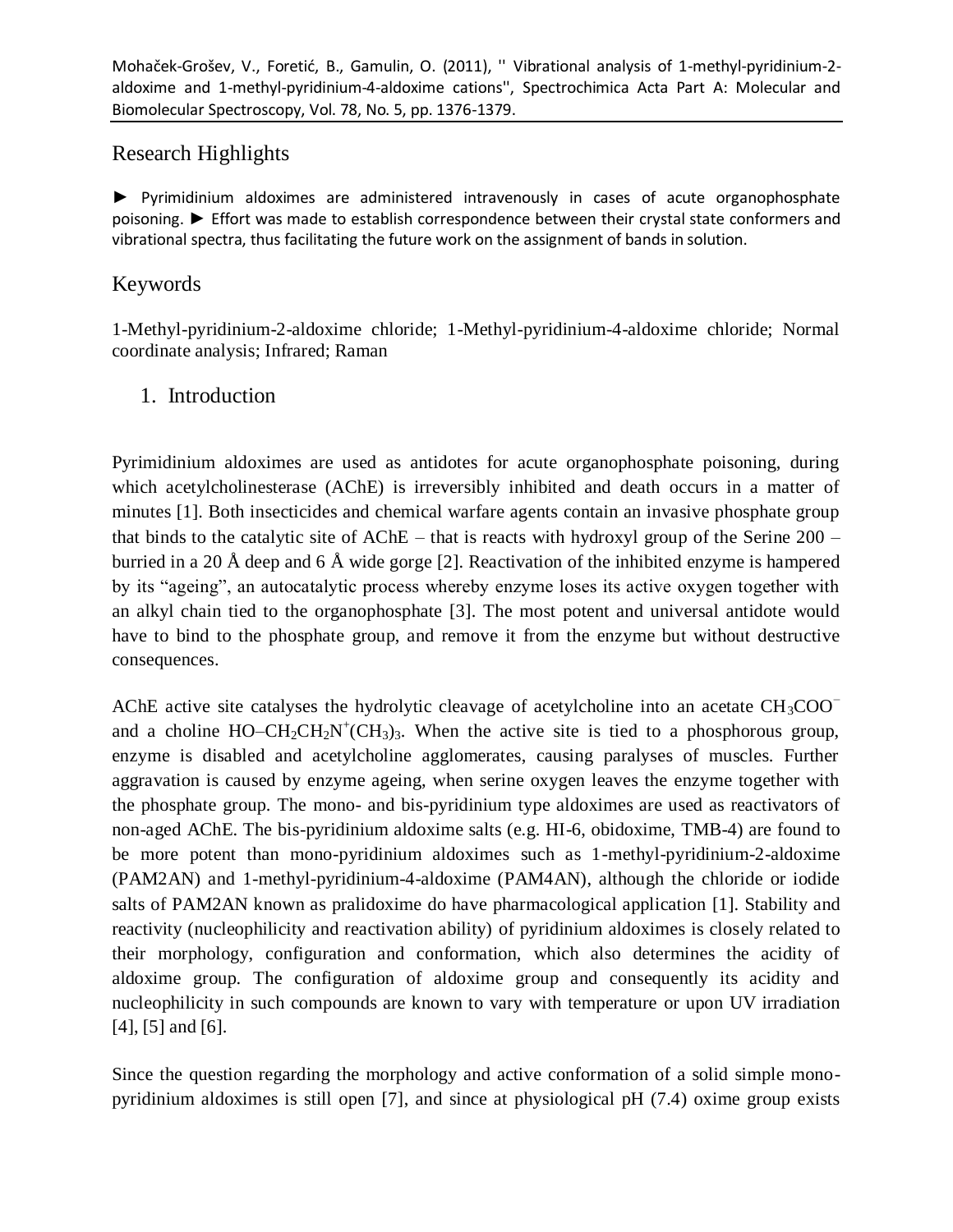Mohaček-Grošev, V., Foretić, B., Gamulin, O. (2011), '' Vibrational analysis of 1-methyl-pyridinium-2-aldoxime and 1-methyl-pyridinium-4-aldoxime cations'', Spectrochimica Acta Part A: Molecular and Biomolecular Spectroscopy, Vol. 78, No. 5, pp. 1376-1379.

## Research Highlights

► Pyrimidinium aldoximes are administered intravenously in cases of acute organophosphate poisoning. ► Effort was made to establish correspondence between their crystal state conformers and vibrational spectra, thus facilitating the future work on the assignment of bands in solution.

## Keywords

1-Methyl-pyridinium-2-aldoxime chloride; 1-Methyl-pyridinium-4-aldoxime chloride; Normal coordinate analysis; Infrared; Raman

## 1. Introduction

Pyrimidinium aldoximes are used as antidotes for acute organophosphate poisoning, during which acetylcholinesterase (AChE) is irreversibly inhibited and death occurs in a matter of minutes [1]. Both insecticides and chemical warfare agents contain an invasive phosphate group that binds to the catalytic site of AChE – that is reacts with hydroxyl group of the Serine 200 – burried in a 20 Å deep and 6 Å wide gorge [2]. Reactivation of the inhibited enzyme is hampered by its "ageing", an autocatalytic process whereby enzyme loses its active oxygen together with an alkyl chain tied to the organophosphate [3]. The most potent and universal antidote would have to bind to the phosphate group, and remove it from the enzyme but without destructive consequences.

AChE active site catalyses the hydrolytic cleavage of acetylcholine into an acetate $CH_3COO^-$ and a choline $HO–CH_2CH_2N^+(CH_3)_3$. When the active site is tied to a phosphorous group, enzyme is disabled and acetylcholine agglomerates, causing paralyses of muscles. Further aggravation is caused by enzyme ageing, when serine oxygen leaves the enzyme together with the phosphate group. The mono- and bis-pyridinium type aldoximes are used as reactivators of non-aged AChE. The bis-pyridinium aldoxime salts (e.g. HI-6, obidoxime, TMB-4) are found to be more potent than mono-pyridinium aldoximes such as 1-methyl-pyridinium-2-aldoxime (PAM2AN) and 1-methyl-pyridinium-4-aldoxime (PAM4AN), although the chloride or iodide salts of PAM2AN known as pralidoxime do have pharmacological application [1]. Stability and reactivity (nucleophilicity and reactivation ability) of pyridinium aldoximes is closely related to their morphology, configuration and conformation, which also determines the acidity of aldoxime group. The configuration of aldoxime group and consequently its acidity and nucleophilicity in such compounds are known to vary with temperature or upon UV irradiation [4], [5] and [6].

Since the question regarding the morphology and active conformation of a solid simple mono-pyridinium aldoximes is still open [7], and since at physiological pH (7.4) oxime group exists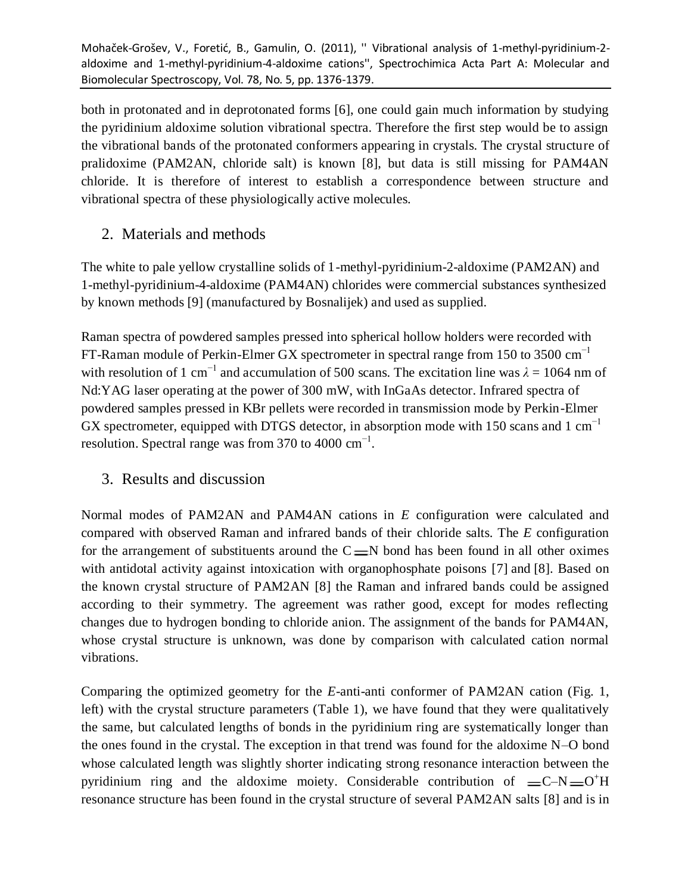both in protonated and in deprotonated forms [6], one could gain much information by studying the pyridinium aldoxime solution vibrational spectra. Therefore the first step would be to assign the vibrational bands of the protonated conformers appearing in crystals. The crystal structure of pralidoxime (PAM2AN, chloride salt) is known [8], but data is still missing for PAM4AN chloride. It is therefore of interest to establish a correspondence between structure and vibrational spectra of these physiologically active molecules.

## 2. Materials and methods

The white to pale yellow crystalline solids of 1-methyl-pyridinium-2-aldoxime (PAM2AN) and 1-methyl-pyridinium-4-aldoxime (PAM4AN) chlorides were commercial substances synthesized by known methods [9] (manufactured by Bosnalijek) and used as supplied.

Raman spectra of powdered samples pressed into spherical hollow holders were recorded with FT-Raman module of Perkin-Elmer GX spectrometer in spectral range from 150 to 3500 $cm^{-1}$ with resolution of 1 $cm^{-1}$ and accumulation of 500 scans. The excitation line was $\lambda = 1064$ nm of Nd:YAG laser operating at the power of 300 mW, with InGaAs detector. Infrared spectra of powdered samples pressed in KBr pellets were recorded in transmission mode by Perkin-Elmer GX spectrometer, equipped with DTGS detector, in absorption mode with 150 scans and 1 $cm^{-1}$ resolution. Spectral range was from 370 to 4000 $cm^{-1}$.

## 3. Results and discussion

Normal modes of PAM2AN and PAM4AN cations in *E* configuration were calculated and compared with observed Raman and infrared bands of their chloride salts. The *E* configuration for the arrangement of substituents around the C=N bond has been found in all other oximes with antidotal activity against intoxication with organophosphate poisons [7] and [8]. Based on the known crystal structure of PAM2AN [8] the Raman and infrared bands could be assigned according to their symmetry. The agreement was rather good, except for modes reflecting changes due to hydrogen bonding to chloride anion. The assignment of the bands for PAM4AN, whose crystal structure is unknown, was done by comparison with calculated cation normal vibrations.

Comparing the optimized geometry for the *E*-anti-anti conformer of PAM2AN cation (Fig. 1, left) with the crystal structure parameters (Table 1), we have found that they were qualitatively the same, but calculated lengths of bonds in the pyridinium ring are systematically longer than the ones found in the crystal. The exception in that trend was found for the aldoxime N–O bond whose calculated length was slightly shorter indicating strong resonance interaction between the pyridinium ring and the aldoxime moiety. Considerable contribution of =C–N=$O^{+}$H resonance structure has been found in the crystal structure of several PAM2AN salts [8] and is in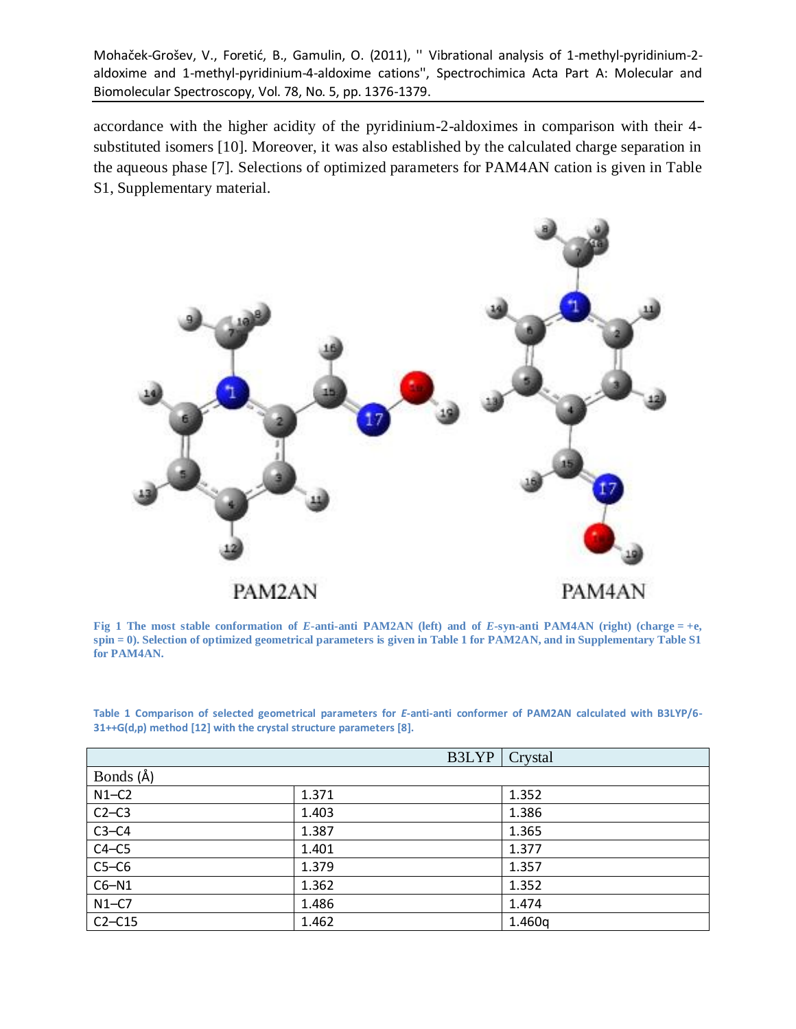accordance with the higher acidity of the pyridinium-2-aldoximes in comparison with their 4-substituted isomers [10]. Moreover, it was also established by the calculated charge separation in the aqueous phase [7]. Selections of optimized parameters for PAM4AN cation is given in Table S1, Supplementary material.

**Fig 1 The most stable conformation of *E*-anti-anti PAM2AN (left) and of *E*-syn-anti PAM4AN (right) (charge = +e, spin = 0). Selection of optimized geometrical parameters is given in Table 1 for PAM2AN, and in Supplementary Table S1 for PAM4AN.**

**Table 1 Comparison of selected geometrical parameters for *E*-anti-anti conformer of PAM2AN calculated with B3LYP/6-31++G(d,p) method [12] with the crystal structure parameters [8].**

| | B3LYP | Crystal |
|---|---|---|
| Bonds (Å) | | |
| N1–C2 | 1.371 | 1.352 |
| C2–C3 | 1.403 | 1.386 |
| C3–C4 | 1.387 | 1.365 |
| C4–C5 | 1.401 | 1.377 |
| C5–C6 | 1.379 | 1.357 |
| C6–N1 | 1.362 | 1.352 |
| N1–C7 | 1.486 | 1.474 |
| C2–C15 | 1.462 | 1.460q |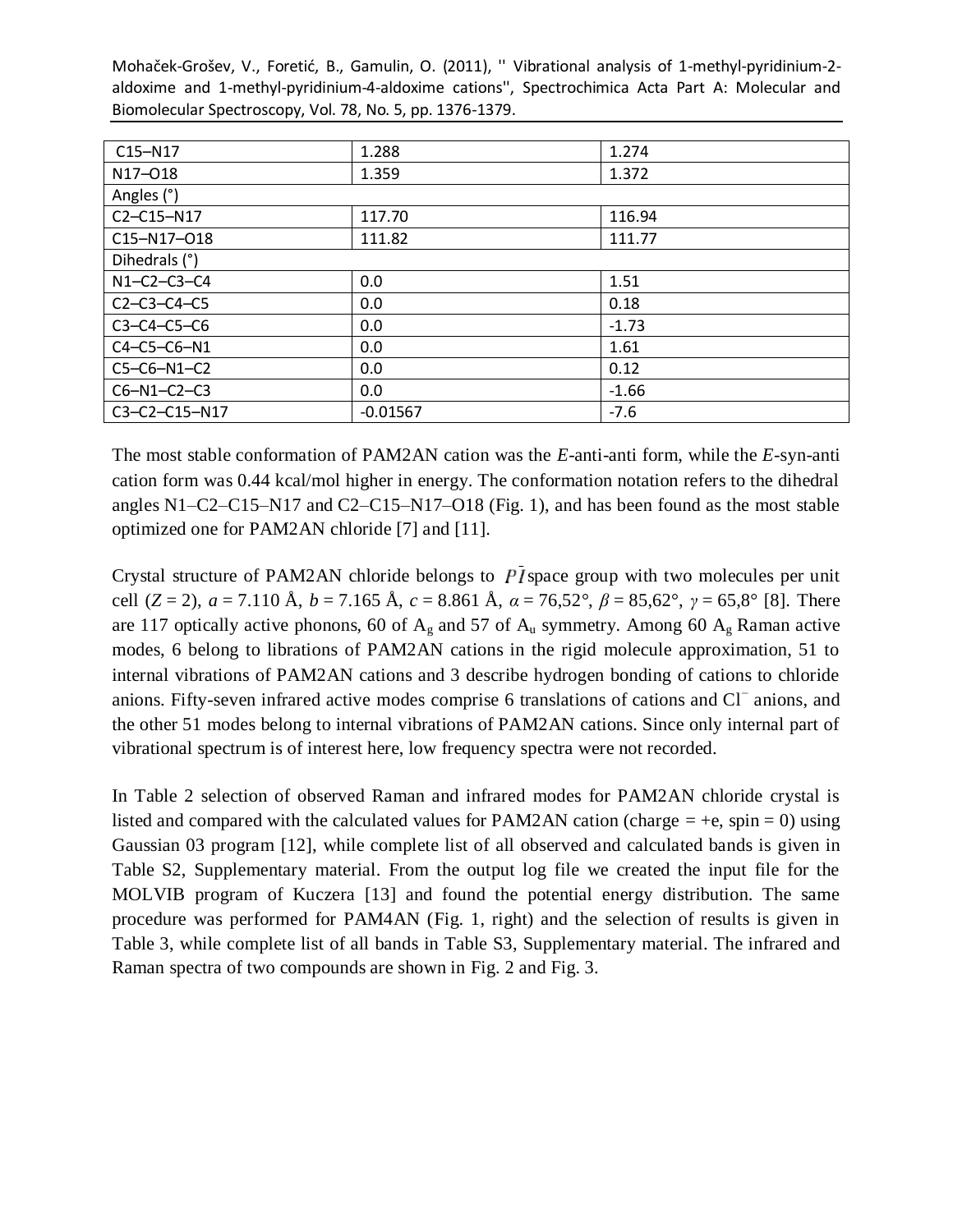| C15–N17 | 1.288 | 1.274 |
|---|---|---|
| N17–O18 | 1.359 | 1.372 |
| Angles (°) | | |
| C2–C15–N17 | 117.70 | 116.94 |
| C15–N17–O18 | 111.82 | 111.77 |
| Dihedrals (°) | | |
| N1–C2–C3–C4 | 0.0 | 1.51 |
| C2–C3–C4–C5 | 0.0 | 0.18 |
| C3–C4–C5–C6 | 0.0 | -1.73 |
| C4–C5–C6–N1 | 0.0 | 1.61 |
| C5–C6–N1–C2 | 0.0 | 0.12 |
| C6–N1–C2–C3 | 0.0 | -1.66 |
| C3–C2–C15–N17 | -0.01567 | -7.6 |

The most stable conformation of PAM2AN cation was the *E*-anti-anti form, while the *E*-syn-anti cation form was 0.44 kcal/mol higher in energy. The conformation notation refers to the dihedral angles N1–C2–C15–N17 and C2–C15–N17–O18 (Fig. 1), and has been found as the most stable optimized one for PAM2AN chloride [7] and [11].

Crystal structure of PAM2AN chloride belongs to $P\bar{1}$ space group with two molecules per unit cell ($Z = 2$), $a = 7.110$ Å, $b = 7.165$ Å, $c = 8.861$ Å, $\alpha = 76{,}52°$, $\beta = 85{,}62°$, $\gamma = 65{,}8°$ [8]. There are 117 optically active phonons, 60 of $A_g$ and 57 of $A_u$ symmetry. Among 60 $A_g$ Raman active modes, 6 belong to librations of PAM2AN cations in the rigid molecule approximation, 51 to internal vibrations of PAM2AN cations and 3 describe hydrogen bonding of cations to chloride anions. Fifty-seven infrared active modes comprise 6 translations of cations and $Cl^-$ anions, and the other 51 modes belong to internal vibrations of PAM2AN cations. Since only internal part of vibrational spectrum is of interest here, low frequency spectra were not recorded.

In Table 2 selection of observed Raman and infrared modes for PAM2AN chloride crystal is listed and compared with the calculated values for PAM2AN cation (charge = +e, spin = 0) using Gaussian 03 program [12], while complete list of all observed and calculated bands is given in Table S2, Supplementary material. From the output log file we created the input file for the MOLVIB program of Kuczera [13] and found the potential energy distribution. The same procedure was performed for PAM4AN (Fig. 1, right) and the selection of results is given in Table 3, while complete list of all bands in Table S3, Supplementary material. The infrared and Raman spectra of two compounds are shown in Fig. 2 and Fig. 3.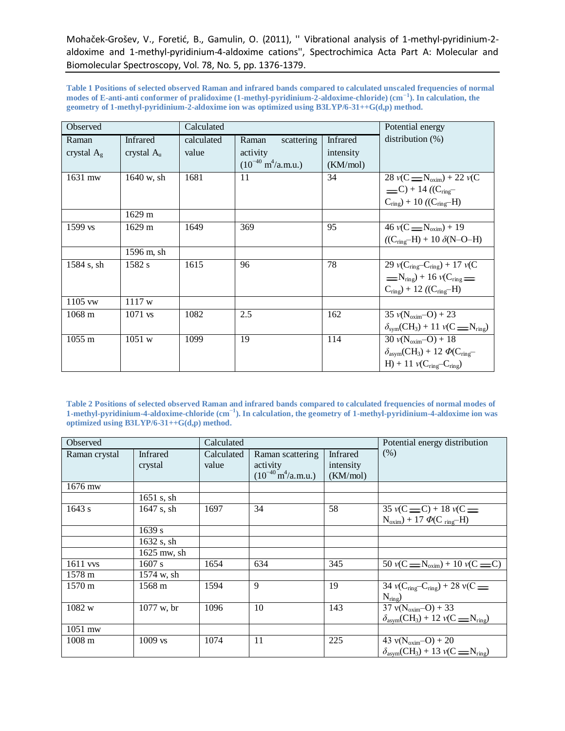Mohaček-Grošev, V., Foretić, B., Gamulin, O. (2011), '' Vibrational analysis of 1-methyl-pyridinium-2-aldoxime and 1-methyl-pyridinium-4-aldoxime cations'', Spectrochimica Acta Part A: Molecular and Biomolecular Spectroscopy, Vol. 78, No. 5, pp. 1376-1379.

**Table 1 Positions of selected observed Raman and infrared bands compared to calculated unscaled frequencies of normal modes of E-anti-anti conformer of pralidoxime (1-methyl-pyridinium-2-aldoxime-chloride) (cm$^{-1}$). In calculation, the geometry of 1-methyl-pyridinium-2-aldoxime ion was optimized using B3LYP/6-31++G(d,p) method.**

| Observed | | Calculated | | | Potential energy distribution (%) |
|---|---|---|---|---|---|
| Raman crystal $A_g$ | Infrared crystal $A_u$ | calculated value | Raman scattering activity ($10^{-40}$ m$^4$/a.m.u.) | Infrared intensity (KM/mol) | |
| 1631 mw | 1640 w, sh | 1681 | 11 | 34 | 28 $\nu$(C═N$_{oxim}$) + 22 $\nu$(C═C) + 14 ((C$_{ring}$–C$_{ring}$) + 10 ((C$_{ring}$–H) |
| | 1629 m | | | | |
| 1599 vs | 1629 m | 1649 | 369 | 95 | 46 $\nu$(C═N$_{oxim}$) + 19 ((C$_{ring}$–H) + 10 $\delta$(N–O–H) |
| | 1596 m, sh | | | | |
| 1584 s, sh | 1582 s | 1615 | 96 | 78 | 29 $\nu$(C$_{ring}$–C$_{ring}$) + 17 $\nu$(C═N$_{ring}$) + 16 $\nu$(C$_{ring}$═C$_{ring}$) + 12 ((C$_{ring}$–H) |
| 1105 vw | 1117 w | | | | |
| 1068 m | 1071 vs | 1082 | 2.5 | 162 | 35 $\nu$(N$_{oxim}$–O) + 23 $\delta_{sym}$(CH$_3$) + 11 $\nu$(C═N$_{ring}$) |
| 1055 m | 1051 w | 1099 | 19 | 114 | 30 $\nu$(N$_{oxim}$–O) + 18 $\delta_{asym}$(CH$_3$) + 12 $\Phi$(C$_{ring}$–H) + 11 $\nu$(C$_{ring}$–C$_{ring}$) |

**Table 2 Positions of selected observed Raman and infrared bands compared to calculated frequencies of normal modes of 1-methyl-pyridinium-4-aldoxime-chloride (cm$^{-1}$). In calculation, the geometry of 1-methyl-pyridinium-4-aldoxime ion was optimized using B3LYP/6-31++G(d,p) method.**

| Observed | | Calculated | | | Potential energy distribution (%) |
|---|---|---|---|---|---|
| Raman crystal | Infrared crystal | Calculated value | Raman scattering activity ($10^{-40}$ m$^4$/a.m.u.) | Infrared intensity (KM/mol) | |
| 1676 mw | | | | | |
| | 1651 s, sh | | | | |
| 1643 s | 1647 s, sh | 1697 | 34 | 58 | 35 $\nu$(C═C) + 18 $\nu$(C═N$_{oxim}$) + 17 $\Phi$(C$_{ring}$–H) |
| | 1639 s | | | | |
| | 1632 s, sh | | | | |
| | 1625 mw, sh | | | | |
| 1611 vvs | 1607 s | 1654 | 634 | 345 | 50 $\nu$(C═N$_{oxim}$) + 10 $\nu$(C═C) |
| 1578 m | 1574 w, sh | | | | |
| 1570 m | 1568 m | 1594 | 9 | 19 | 34 $\nu$(C$_{ring}$–C$_{ring}$) + 28 $\nu$(C═N$_{ring}$) |
| 1082 w | 1077 w, br | 1096 | 10 | 143 | 37 $\nu$(N$_{oxim}$–O) + 33 $\delta_{asym}$(CH$_3$) + 12 $\nu$(C═N$_{ring}$) |
| 1051 mw | | | | | |
| 1008 m | 1009 vs | 1074 | 11 | 225 | 43 $\nu$(N$_{oxim}$–O) + 20 $\delta_{asym}$(CH$_3$) + 13 $\nu$(C═N$_{ring}$) |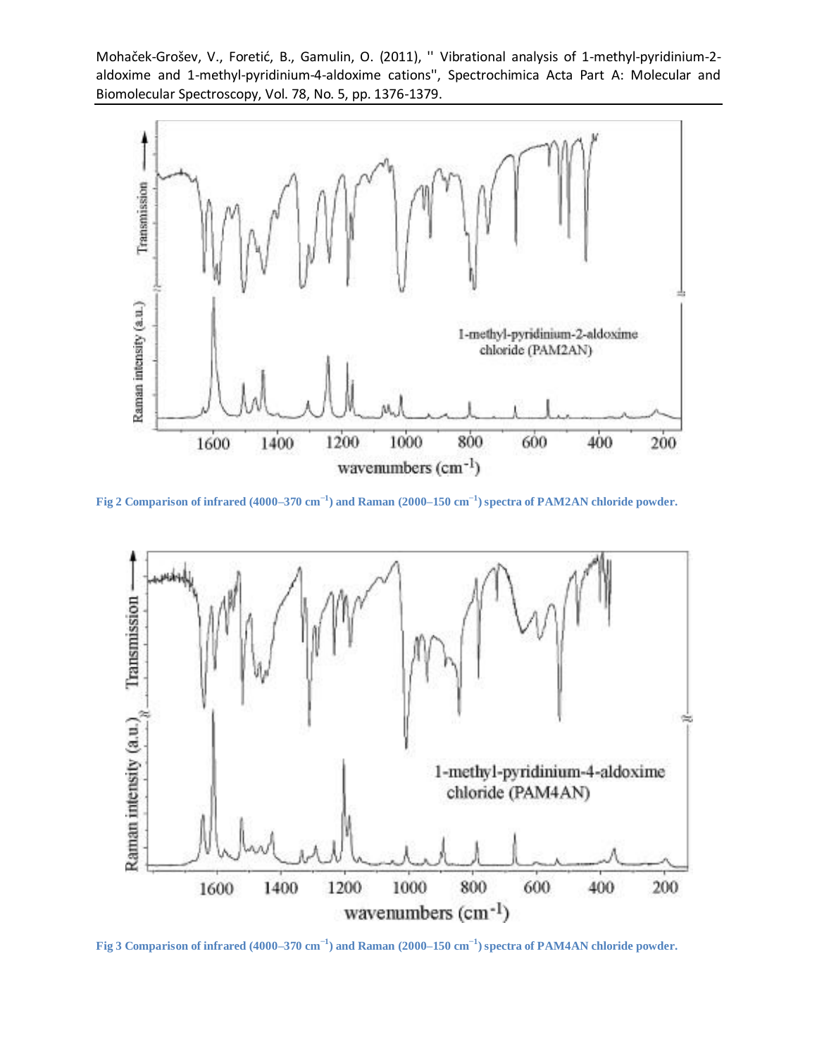**Fig 2 Comparison of infrared (4000–370 cm$^{-1}$) and Raman (2000–150 cm$^{-1}$) spectra of PAM2AN chloride powder.**

**Fig 3 Comparison of infrared (4000–370 cm$^{-1}$) and Raman (2000–150 cm$^{-1}$) spectra of PAM4AN chloride powder.**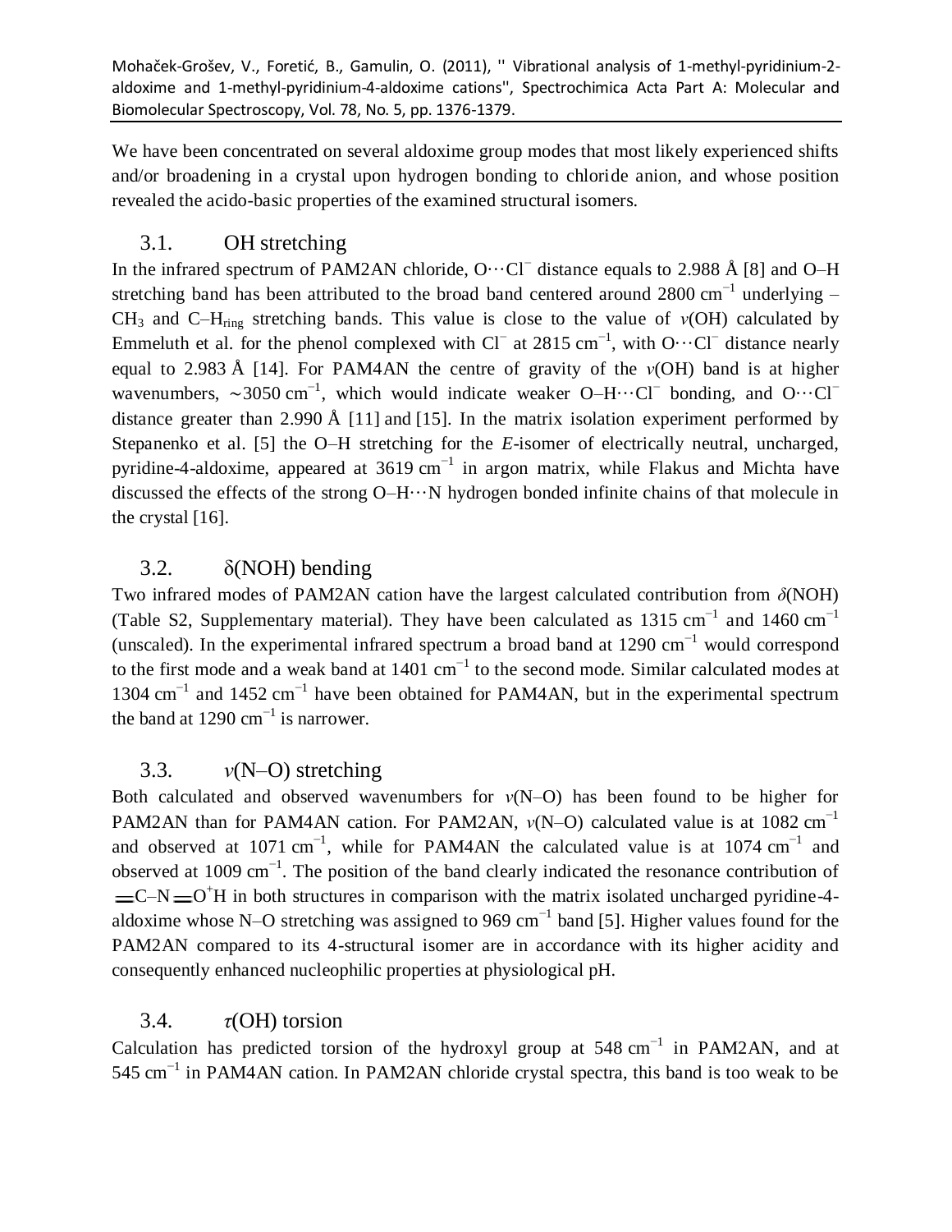We have been concentrated on several aldoxime group modes that most likely experienced shifts and/or broadening in a crystal upon hydrogen bonding to chloride anion, and whose position revealed the acido-basic properties of the examined structural isomers.

## 3.1. OH stretching

In the infrared spectrum of PAM2AN chloride, O···Cl$^-$ distance equals to 2.988 Å [8] and O–H stretching band has been attributed to the broad band centered around 2800 cm$^{-1}$ underlying – $CH_3$ and C–$H_{ring}$ stretching bands. This value is close to the value of $\nu$(OH) calculated by Emmeluth et al. for the phenol complexed with Cl$^-$ at 2815 cm$^{-1}$, with O···Cl$^-$ distance nearly equal to 2.983 Å [14]. For PAM4AN the centre of gravity of the $\nu$(OH) band is at higher wavenumbers, ∼3050 cm$^{-1}$, which would indicate weaker O–H···Cl$^-$ bonding, and O···Cl$^-$ distance greater than 2.990 Å [11] and [15]. In the matrix isolation experiment performed by Stepanenko et al. [5] the O–H stretching for the *E*-isomer of electrically neutral, uncharged, pyridine-4-aldoxime, appeared at 3619 cm$^{-1}$ in argon matrix, while Flakus and Michta have discussed the effects of the strong O–H···N hydrogen bonded infinite chains of that molecule in the crystal [16].

## 3.2. δ(NOH) bending

Two infrared modes of PAM2AN cation have the largest calculated contribution from $\delta$(NOH) (Table S2, Supplementary material). They have been calculated as 1315 cm$^{-1}$ and 1460 cm$^{-1}$ (unscaled). In the experimental infrared spectrum a broad band at 1290 cm$^{-1}$ would correspond to the first mode and a weak band at 1401 cm$^{-1}$ to the second mode. Similar calculated modes at 1304 cm$^{-1}$ and 1452 cm$^{-1}$ have been obtained for PAM4AN, but in the experimental spectrum the band at 1290 cm$^{-1}$ is narrower.

## 3.3. ν(N–O) stretching

Both calculated and observed wavenumbers for $\nu$(N–O) has been found to be higher for PAM2AN than for PAM4AN cation. For PAM2AN, $\nu$(N–O) calculated value is at 1082 cm$^{-1}$ and observed at 1071 cm$^{-1}$, while for PAM4AN the calculated value is at 1074 cm$^{-1}$ and observed at 1009 cm$^{-1}$. The position of the band clearly indicated the resonance contribution of =C–N=O$^+$H in both structures in comparison with the matrix isolated uncharged pyridine-4-aldoxime whose N–O stretching was assigned to 969 cm$^{-1}$ band [5]. Higher values found for the PAM2AN compared to its 4-structural isomer are in accordance with its higher acidity and consequently enhanced nucleophilic properties at physiological pH.

## 3.4. τ(OH) torsion

Calculation has predicted torsion of the hydroxyl group at 548 cm$^{-1}$ in PAM2AN, and at 545 cm$^{-1}$ in PAM4AN cation. In PAM2AN chloride crystal spectra, this band is too weak to be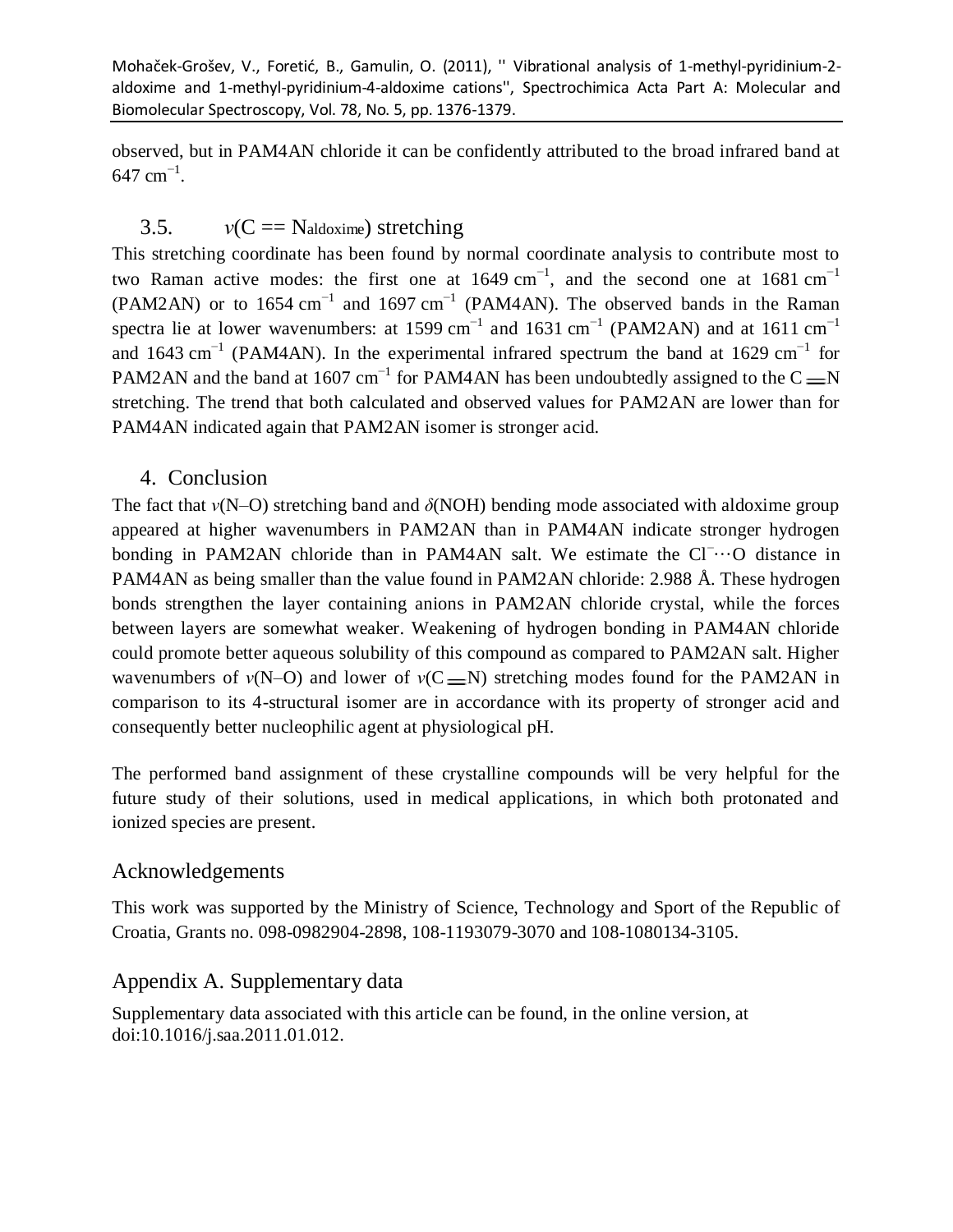observed, but in PAM4AN chloride it can be confidently attributed to the broad infrared band at 647 $cm^{-1}$.

### 3.5. $\nu$(C == $N_{aldoxime}$) stretching

This stretching coordinate has been found by normal coordinate analysis to contribute most to two Raman active modes: the first one at 1649 $cm^{-1}$, and the second one at 1681 $cm^{-1}$ (PAM2AN) or to 1654 $cm^{-1}$ and 1697 $cm^{-1}$ (PAM4AN). The observed bands in the Raman spectra lie at lower wavenumbers: at 1599 $cm^{-1}$ and 1631 $cm^{-1}$ (PAM2AN) and at 1611 $cm^{-1}$ and 1643 $cm^{-1}$ (PAM4AN). In the experimental infrared spectrum the band at 1629 $cm^{-1}$ for PAM2AN and the band at 1607 $cm^{-1}$ for PAM4AN has been undoubtedly assigned to the C ═ N stretching. The trend that both calculated and observed values for PAM2AN are lower than for PAM4AN indicated again that PAM2AN isomer is stronger acid.

## 4. Conclusion

The fact that $\nu$(N–O) stretching band and $\delta$(NOH) bending mode associated with aldoxime group appeared at higher wavenumbers in PAM2AN than in PAM4AN indicate stronger hydrogen bonding in PAM2AN chloride than in PAM4AN salt. We estimate the $Cl^{-}\cdots O$ distance in PAM4AN as being smaller than the value found in PAM2AN chloride: 2.988 Å. These hydrogen bonds strengthen the layer containing anions in PAM2AN chloride crystal, while the forces between layers are somewhat weaker. Weakening of hydrogen bonding in PAM4AN chloride could promote better aqueous solubility of this compound as compared to PAM2AN salt. Higher wavenumbers of $\nu$(N–O) and lower of $\nu$(C ═ N) stretching modes found for the PAM2AN in comparison to its 4-structural isomer are in accordance with its property of stronger acid and consequently better nucleophilic agent at physiological pH.

The performed band assignment of these crystalline compounds will be very helpful for the future study of their solutions, used in medical applications, in which both protonated and ionized species are present.

## Acknowledgements

This work was supported by the Ministry of Science, Technology and Sport of the Republic of Croatia, Grants no. 098-0982904-2898, 108-1193079-3070 and 108-1080134-3105.

## Appendix A. Supplementary data

Supplementary data associated with this article can be found, in the online version, at doi:10.1016/j.saa.2011.01.012.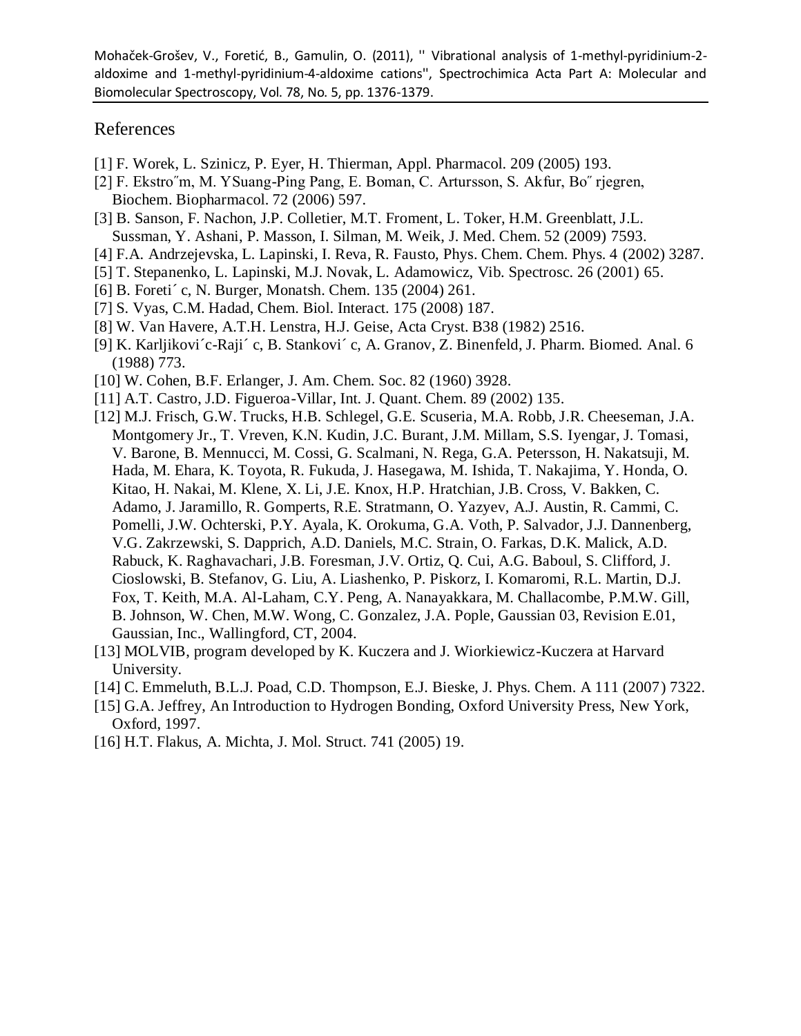## References

[1] F. Worek, L. Szinicz, P. Eyer, H. Thierman, Appl. Pharmacol. 209 (2005) 193.

[2] F. Ekstro˝m, M. YSuang-Ping Pang, E. Boman, C. Artursson, S. Akfur, Bo˝ rjegren, Biochem. Biopharmacol. 72 (2006) 597.

[3] B. Sanson, F. Nachon, J.P. Colletier, M.T. Froment, L. Toker, H.M. Greenblatt, J.L. Sussman, Y. Ashani, P. Masson, I. Silman, M. Weik, J. Med. Chem. 52 (2009) 7593.

[4] F.A. Andrzejevska, L. Lapinski, I. Reva, R. Fausto, Phys. Chem. Chem. Phys. 4 (2002) 3287.

[5] T. Stepanenko, L. Lapinski, M.J. Novak, L. Adamowicz, Vib. Spectrosc. 26 (2001) 65.

[6] B. Foreti´ c, N. Burger, Monatsh. Chem. 135 (2004) 261.

[7] S. Vyas, C.M. Hadad, Chem. Biol. Interact. 175 (2008) 187.

[8] W. Van Havere, A.T.H. Lenstra, H.J. Geise, Acta Cryst. B38 (1982) 2516.

[9] K. Karljikovi´c-Raji´ c, B. Stankovi´ c, A. Granov, Z. Binenfeld, J. Pharm. Biomed. Anal. 6 (1988) 773.

[10] W. Cohen, B.F. Erlanger, J. Am. Chem. Soc. 82 (1960) 3928.

[11] A.T. Castro, J.D. Figueroa-Villar, Int. J. Quant. Chem. 89 (2002) 135.

[12] M.J. Frisch, G.W. Trucks, H.B. Schlegel, G.E. Scuseria, M.A. Robb, J.R. Cheeseman, J.A. Montgomery Jr., T. Vreven, K.N. Kudin, J.C. Burant, J.M. Millam, S.S. Iyengar, J. Tomasi, V. Barone, B. Mennucci, M. Cossi, G. Scalmani, N. Rega, G.A. Petersson, H. Nakatsuji, M. Hada, M. Ehara, K. Toyota, R. Fukuda, J. Hasegawa, M. Ishida, T. Nakajima, Y. Honda, O. Kitao, H. Nakai, M. Klene, X. Li, J.E. Knox, H.P. Hratchian, J.B. Cross, V. Bakken, C. Adamo, J. Jaramillo, R. Gomperts, R.E. Stratmann, O. Yazyev, A.J. Austin, R. Cammi, C. Pomelli, J.W. Ochterski, P.Y. Ayala, K. Orokuma, G.A. Voth, P. Salvador, J.J. Dannenberg, V.G. Zakrzewski, S. Dapprich, A.D. Daniels, M.C. Strain, O. Farkas, D.K. Malick, A.D. Rabuck, K. Raghavachari, J.B. Foresman, J.V. Ortiz, Q. Cui, A.G. Baboul, S. Clifford, J. Cioslowski, B. Stefanov, G. Liu, A. Liashenko, P. Piskorz, I. Komaromi, R.L. Martin, D.J. Fox, T. Keith, M.A. Al-Laham, C.Y. Peng, A. Nanayakkara, M. Challacombe, P.M.W. Gill, B. Johnson, W. Chen, M.W. Wong, C. Gonzalez, J.A. Pople, Gaussian 03, Revision E.01, Gaussian, Inc., Wallingford, CT, 2004.

[13] MOLVIB, program developed by K. Kuczera and J. Wiorkiewicz-Kuczera at Harvard University.

[14] C. Emmeluth, B.L.J. Poad, C.D. Thompson, E.J. Bieske, J. Phys. Chem. A 111 (2007) 7322.

[15] G.A. Jeffrey, An Introduction to Hydrogen Bonding, Oxford University Press, New York, Oxford, 1997.

[16] H.T. Flakus, A. Michta, J. Mol. Struct. 741 (2005) 19.